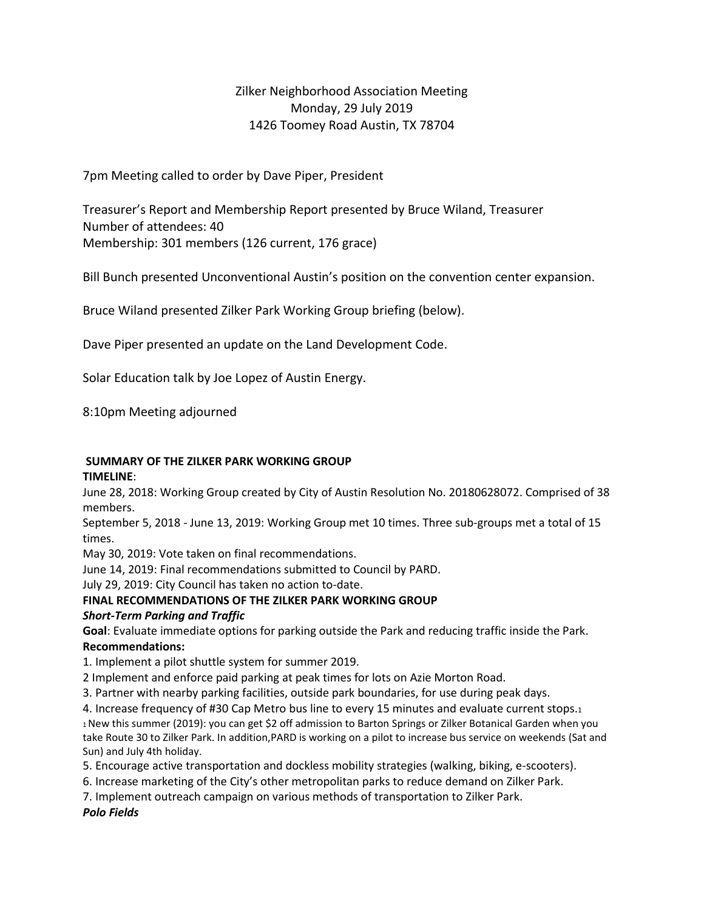Zilker Neighborhood Association Meeting
Monday, 29 July 2019
1426 Toomey Road Austin, TX 78704

7pm Meeting called to order by Dave Piper, President

Treasurer's Report and Membership Report presented by Bruce Wiland, Treasurer
Number of attendees: 40
Membership: 301 members (126 current, 176 grace)

Bill Bunch presented Unconventional Austin's position on the convention center expansion.

Bruce Wiland presented Zilker Park Working Group briefing (below).

Dave Piper presented an update on the Land Development Code.

Solar Education talk by Joe Lopez of Austin Energy.

8:10pm Meeting adjourned

**SUMMARY OF THE ZILKER PARK WORKING GROUP**

**TIMELINE**:

June 28, 2018: Working Group created by City of Austin Resolution No. 20180628072. Comprised of 38 members.

September 5, 2018 - June 13, 2019: Working Group met 10 times. Three sub-groups met a total of 15 times.

May 30, 2019: Vote taken on final recommendations.

June 14, 2019: Final recommendations submitted to Council by PARD.

July 29, 2019: City Council has taken no action to-date.

**FINAL RECOMMENDATIONS OF THE ZILKER PARK WORKING GROUP**

***Short-Term Parking and Traffic***

**Goal**: Evaluate immediate options for parking outside the Park and reducing traffic inside the Park.

**Recommendations:**

1. Implement a pilot shuttle system for summer 2019.
2 Implement and enforce paid parking at peak times for lots on Azie Morton Road.
3. Partner with nearby parking facilities, outside park boundaries, for use during peak days.
4. Increase frequency of #30 Cap Metro bus line to every 15 minutes and evaluate current stops.[1]

[1] New this summer (2019): you can get $2 off admission to Barton Springs or Zilker Botanical Garden when you take Route 30 to Zilker Park. In addition,PARD is working on a pilot to increase bus service on weekends (Sat and Sun) and July 4th holiday.

5. Encourage active transportation and dockless mobility strategies (walking, biking, e-scooters).
6. Increase marketing of the City's other metropolitan parks to reduce demand on Zilker Park.
7. Implement outreach campaign on various methods of transportation to Zilker Park.

***Polo Fields***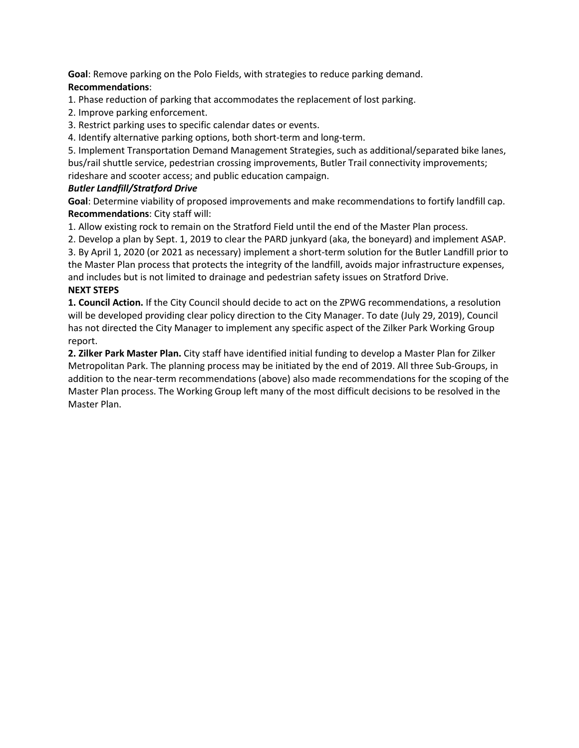**Goal**: Remove parking on the Polo Fields, with strategies to reduce parking demand.

**Recommendations**:

1. Phase reduction of parking that accommodates the replacement of lost parking.
2. Improve parking enforcement.
3. Restrict parking uses to specific calendar dates or events.
4. Identify alternative parking options, both short-term and long-term.
5. Implement Transportation Demand Management Strategies, such as additional/separated bike lanes, bus/rail shuttle service, pedestrian crossing improvements, Butler Trail connectivity improvements; rideshare and scooter access; and public education campaign.

***Butler Landfill/Stratford Drive***

**Goal**: Determine viability of proposed improvements and make recommendations to fortify landfill cap.

**Recommendations**: City staff will:

1. Allow existing rock to remain on the Stratford Field until the end of the Master Plan process.
2. Develop a plan by Sept. 1, 2019 to clear the PARD junkyard (aka, the boneyard) and implement ASAP.
3. By April 1, 2020 (or 2021 as necessary) implement a short-term solution for the Butler Landfill prior to the Master Plan process that protects the integrity of the landfill, avoids major infrastructure expenses, and includes but is not limited to drainage and pedestrian safety issues on Stratford Drive.

**NEXT STEPS**

**1. Council Action.** If the City Council should decide to act on the ZPWG recommendations, a resolution will be developed providing clear policy direction to the City Manager. To date (July 29, 2019), Council has not directed the City Manager to implement any specific aspect of the Zilker Park Working Group report.

**2. Zilker Park Master Plan.** City staff have identified initial funding to develop a Master Plan for Zilker Metropolitan Park. The planning process may be initiated by the end of 2019. All three Sub-Groups, in addition to the near-term recommendations (above) also made recommendations for the scoping of the Master Plan process. The Working Group left many of the most difficult decisions to be resolved in the Master Plan.